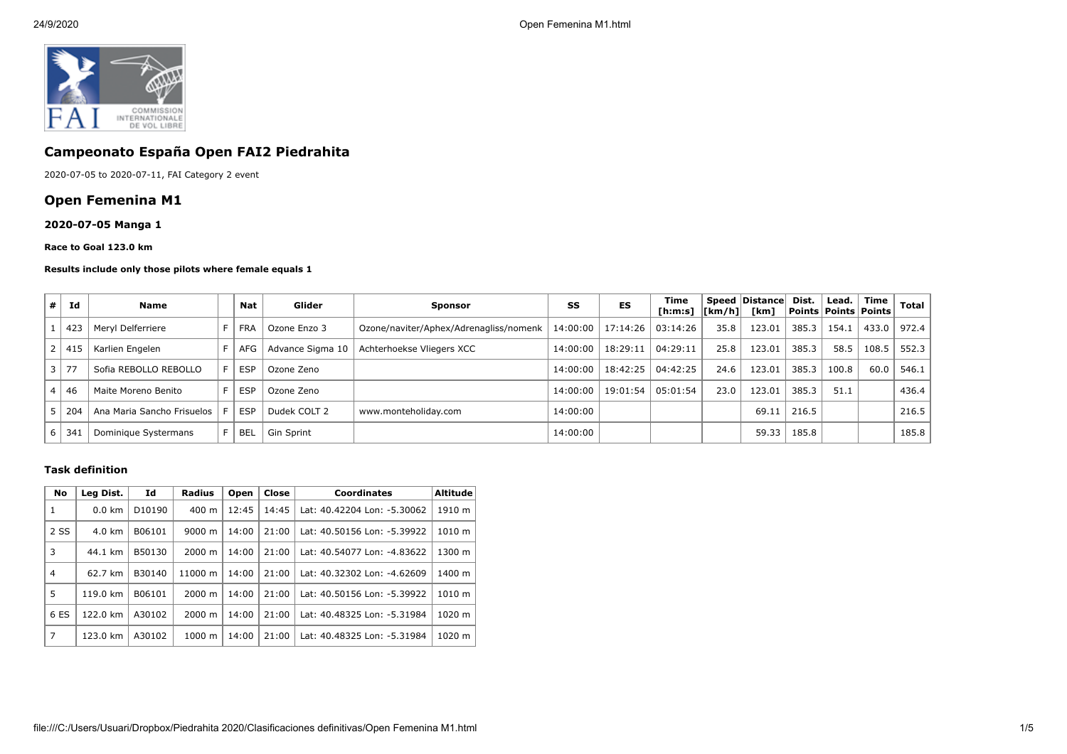## Campeonato España Open FAI2 Piedrahita

2020-07-05 to 2020-07-11, FAI Category 2 event

## Open Femenina M1

### 2020-07-05 Manga 1

**Race to Goal 123.0 km**

**Results include only those pilots where female equals 1**

| # | Id | Name | | Nat | Glider | Sponsor | SS | ES | Time [h:m:s] | Speed [km/h] | Distance [km] | Dist. Points | Lead. Points | Time Points | Total |
|---|---|---|---|---|---|---|---|---|---|---|---|---|---|---|---|
| 1 | 423 | Meryl Delferriere | F | FRA | Ozone Enzo 3 | Ozone/naviter/Aphex/Adrenagliss/nomenk | 14:00:00 | 17:14:26 | 03:14:26 | 35.8 | 123.01 | 385.3 | 154.1 | 433.0 | 972.4 |
| 2 | 415 | Karlien Engelen | F | AFG | Advance Sigma 10 | Achterhoekse Vliegers XCC | 14:00:00 | 18:29:11 | 04:29:11 | 25.8 | 123.01 | 385.3 | 58.5 | 108.5 | 552.3 |
| 3 | 77 | Sofia REBOLLO REBOLLO | F | ESP | Ozone Zeno | | 14:00:00 | 18:42:25 | 04:42:25 | 24.6 | 123.01 | 385.3 | 100.8 | 60.0 | 546.1 |
| 4 | 46 | Maite Moreno Benito | F | ESP | Ozone Zeno | | 14:00:00 | 19:01:54 | 05:01:54 | 23.0 | 123.01 | 385.3 | 51.1 | | 436.4 |
| 5 | 204 | Ana Maria Sancho Frisuelos | F | ESP | Dudek COLT 2 | www.monteholiday.com | 14:00:00 | | | | 69.11 | 216.5 | | | 216.5 |
| 6 | 341 | Dominique Systermans | F | BEL | Gin Sprint | | 14:00:00 | | | | 59.33 | 185.8 | | | 185.8 |

### Task definition

| No | Leg Dist. | Id | Radius | Open | Close | Coordinates | Altitude |
|---|---|---|---|---|---|---|---|
| 1 | 0.0 km | D10190 | 400 m | 12:45 | 14:45 | Lat: 40.42204 Lon: -5.30062 | 1910 m |
| 2 SS | 4.0 km | B06101 | 9000 m | 14:00 | 21:00 | Lat: 40.50156 Lon: -5.39922 | 1010 m |
| 3 | 44.1 km | B50130 | 2000 m | 14:00 | 21:00 | Lat: 40.54077 Lon: -4.83622 | 1300 m |
| 4 | 62.7 km | B30140 | 11000 m | 14:00 | 21:00 | Lat: 40.32302 Lon: -4.62609 | 1400 m |
| 5 | 119.0 km | B06101 | 2000 m | 14:00 | 21:00 | Lat: 40.50156 Lon: -5.39922 | 1010 m |
| 6 ES | 122.0 km | A30102 | 2000 m | 14:00 | 21:00 | Lat: 40.48325 Lon: -5.31984 | 1020 m |
| 7 | 123.0 km | A30102 | 1000 m | 14:00 | 21:00 | Lat: 40.48325 Lon: -5.31984 | 1020 m |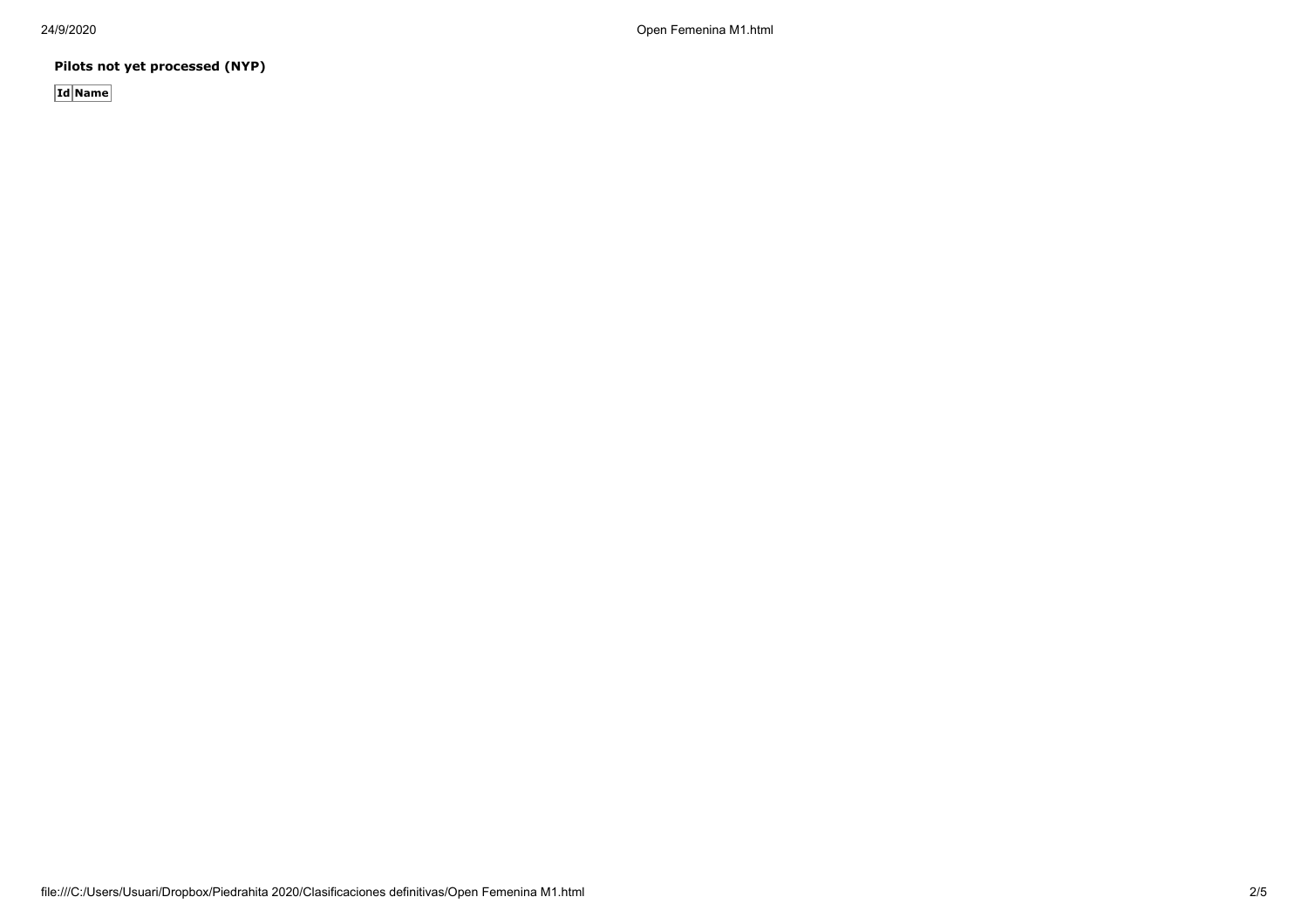**Pilots not yet processed (NYP)**

| Id | Name |
|---|---|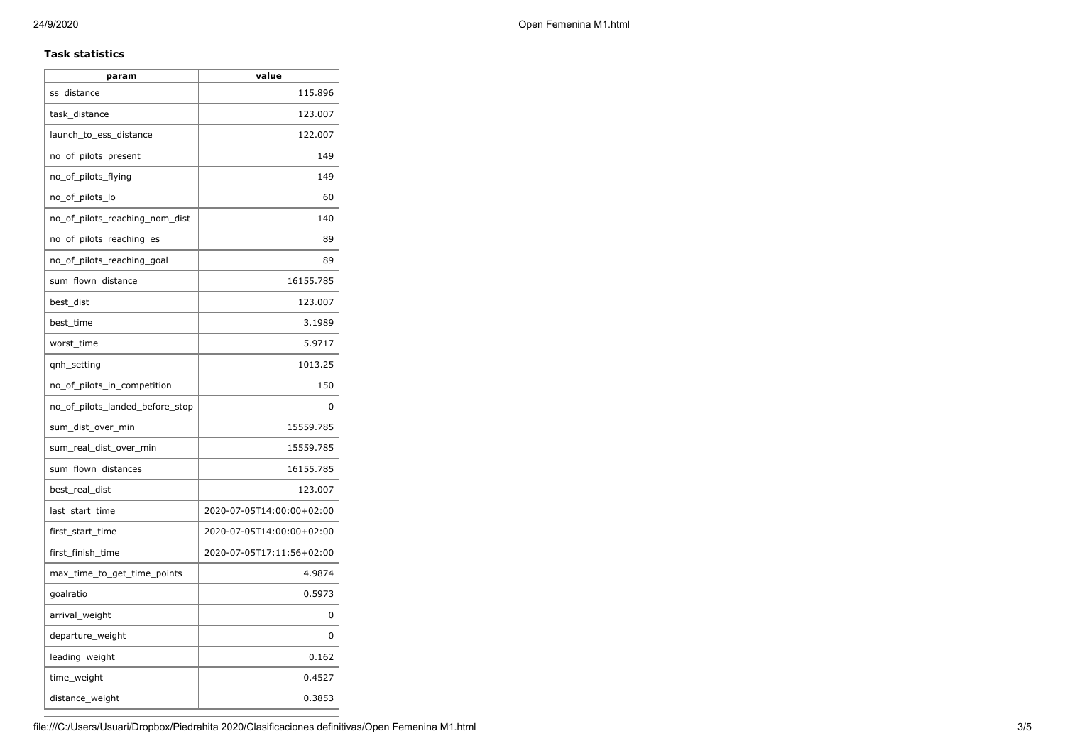### Task statistics

| param | value |
|---|---|
| ss_distance | 115.896 |
| task_distance | 123.007 |
| launch_to_ess_distance | 122.007 |
| no_of_pilots_present | 149 |
| no_of_pilots_flying | 149 |
| no_of_pilots_lo | 60 |
| no_of_pilots_reaching_nom_dist | 140 |
| no_of_pilots_reaching_es | 89 |
| no_of_pilots_reaching_goal | 89 |
| sum_flown_distance | 16155.785 |
| best_dist | 123.007 |
| best_time | 3.1989 |
| worst_time | 5.9717 |
| qnh_setting | 1013.25 |
| no_of_pilots_in_competition | 150 |
| no_of_pilots_landed_before_stop | 0 |
| sum_dist_over_min | 15559.785 |
| sum_real_dist_over_min | 15559.785 |
| sum_flown_distances | 16155.785 |
| best_real_dist | 123.007 |
| last_start_time | 2020-07-05T14:00:00+02:00 |
| first_start_time | 2020-07-05T14:00:00+02:00 |
| first_finish_time | 2020-07-05T17:11:56+02:00 |
| max_time_to_get_time_points | 4.9874 |
| goalratio | 0.5973 |
| arrival_weight | 0 |
| departure_weight | 0 |
| leading_weight | 0.162 |
| time_weight | 0.4527 |
| distance_weight | 0.3853 |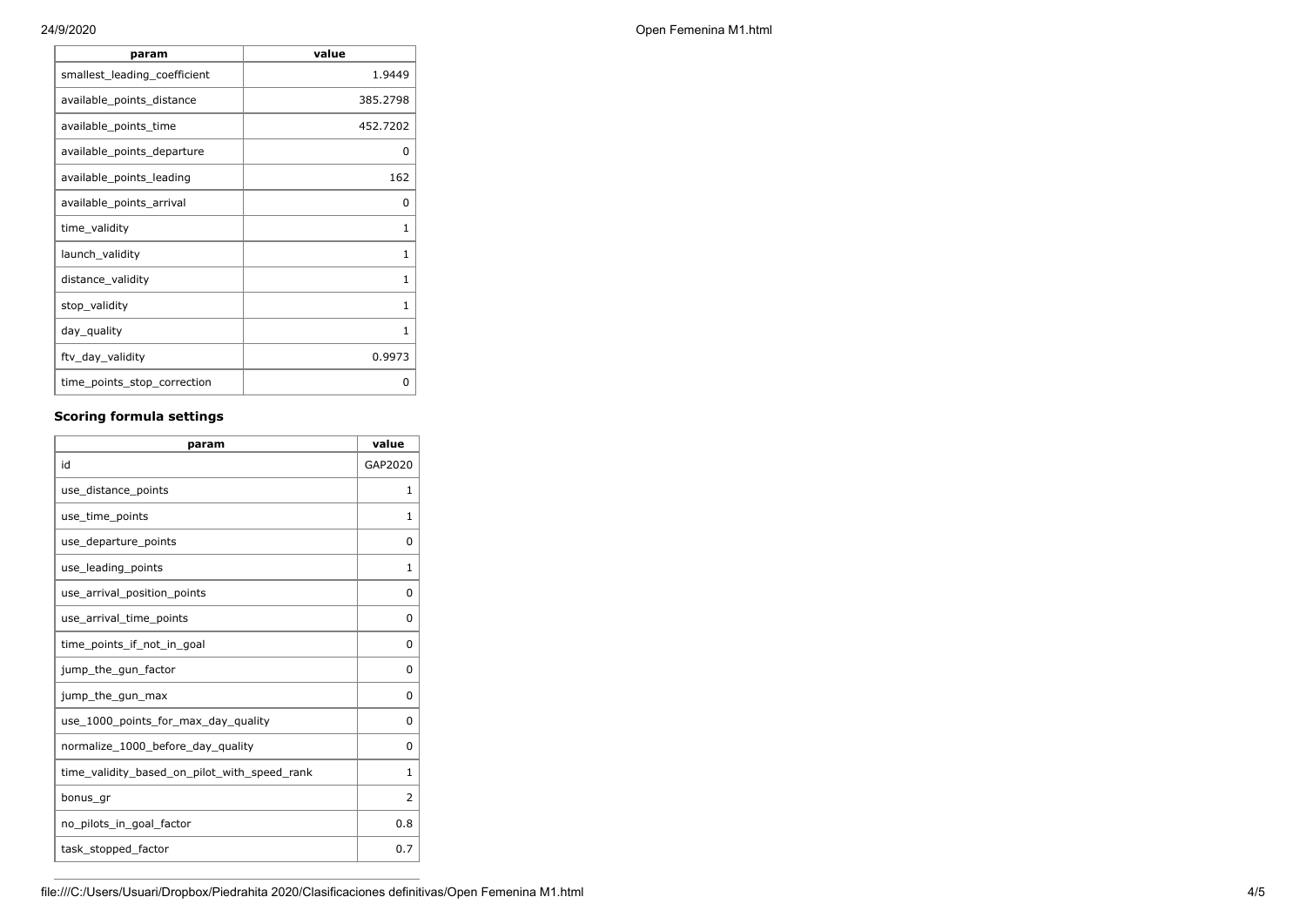| param | value |
| --- | --- |
| smallest_leading_coefficient | 1.9449 |
| available_points_distance | 385.2798 |
| available_points_time | 452.7202 |
| available_points_departure | 0 |
| available_points_leading | 162 |
| available_points_arrival | 0 |
| time_validity | 1 |
| launch_validity | 1 |
| distance_validity | 1 |
| stop_validity | 1 |
| day_quality | 1 |
| ftv_day_validity | 0.9973 |
| time_points_stop_correction | 0 |

### Scoring formula settings

| param | value |
| --- | --- |
| id | GAP2020 |
| use_distance_points | 1 |
| use_time_points | 1 |
| use_departure_points | 0 |
| use_leading_points | 1 |
| use_arrival_position_points | 0 |
| use_arrival_time_points | 0 |
| time_points_if_not_in_goal | 0 |
| jump_the_gun_factor | 0 |
| jump_the_gun_max | 0 |
| use_1000_points_for_max_day_quality | 0 |
| normalize_1000_before_day_quality | 0 |
| time_validity_based_on_pilot_with_speed_rank | 1 |
| bonus_gr | 2 |
| no_pilots_in_goal_factor | 0.8 |
| task_stopped_factor | 0.7 |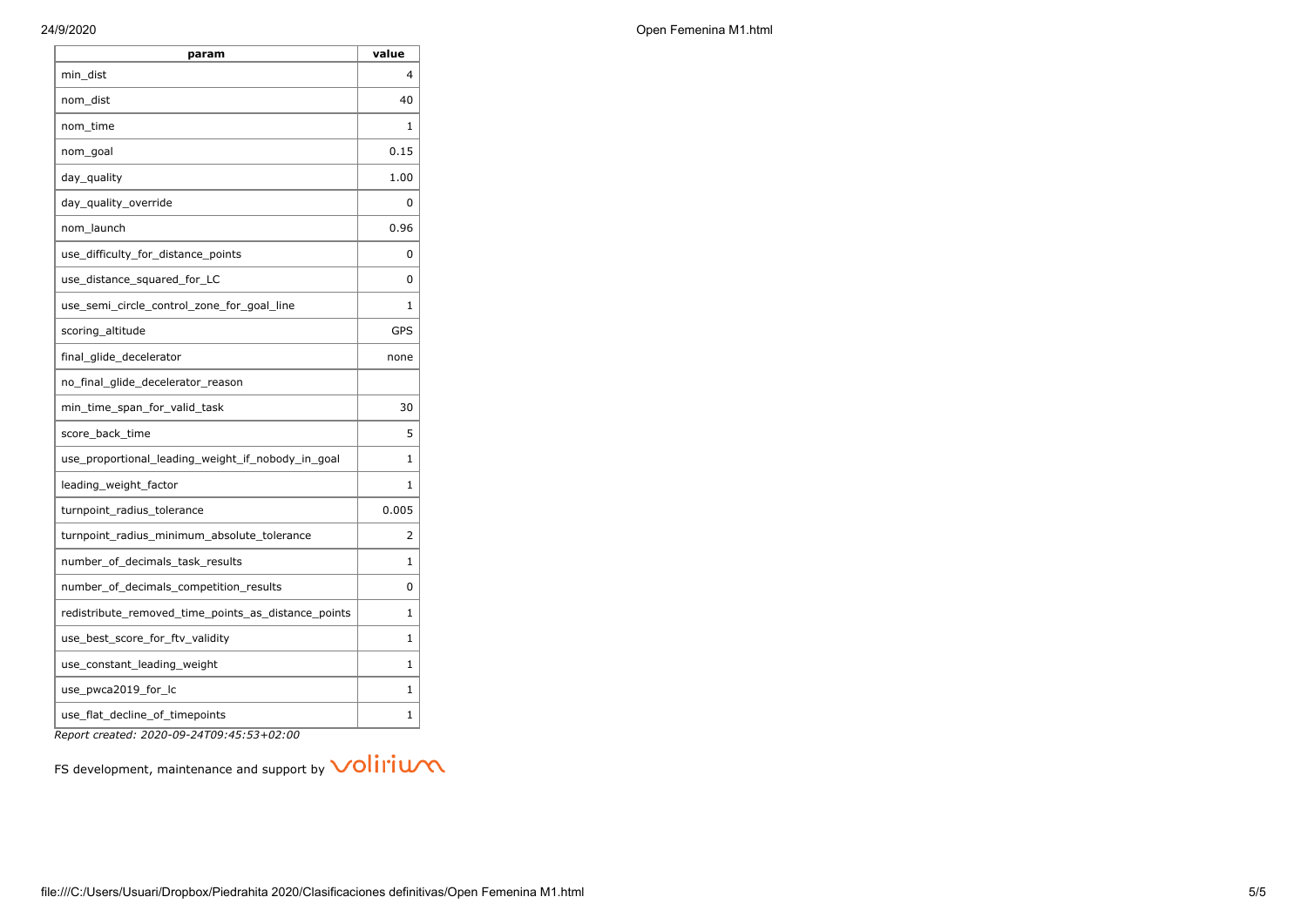| param | value |
| --- | --- |
| min_dist | 4 |
| nom_dist | 40 |
| nom_time | 1 |
| nom_goal | 0.15 |
| day_quality | 1.00 |
| day_quality_override | 0 |
| nom_launch | 0.96 |
| use_difficulty_for_distance_points | 0 |
| use_distance_squared_for_LC | 0 |
| use_semi_circle_control_zone_for_goal_line | 1 |
| scoring_altitude | GPS |
| final_glide_decelerator | none |
| no_final_glide_decelerator_reason | |
| min_time_span_for_valid_task | 30 |
| score_back_time | 5 |
| use_proportional_leading_weight_if_nobody_in_goal | 1 |
| leading_weight_factor | 1 |
| turnpoint_radius_tolerance | 0.005 |
| turnpoint_radius_minimum_absolute_tolerance | 2 |
| number_of_decimals_task_results | 1 |
| number_of_decimals_competition_results | 0 |
| redistribute_removed_time_points_as_distance_points | 1 |
| use_best_score_for_ftv_validity | 1 |
| use_constant_leading_weight | 1 |
| use_pwca2019_for_lc | 1 |
| use_flat_decline_of_timepoints | 1 |

*Report created: 2020-09-24T09:45:53+02:00*

FS development, maintenance and support by volirium